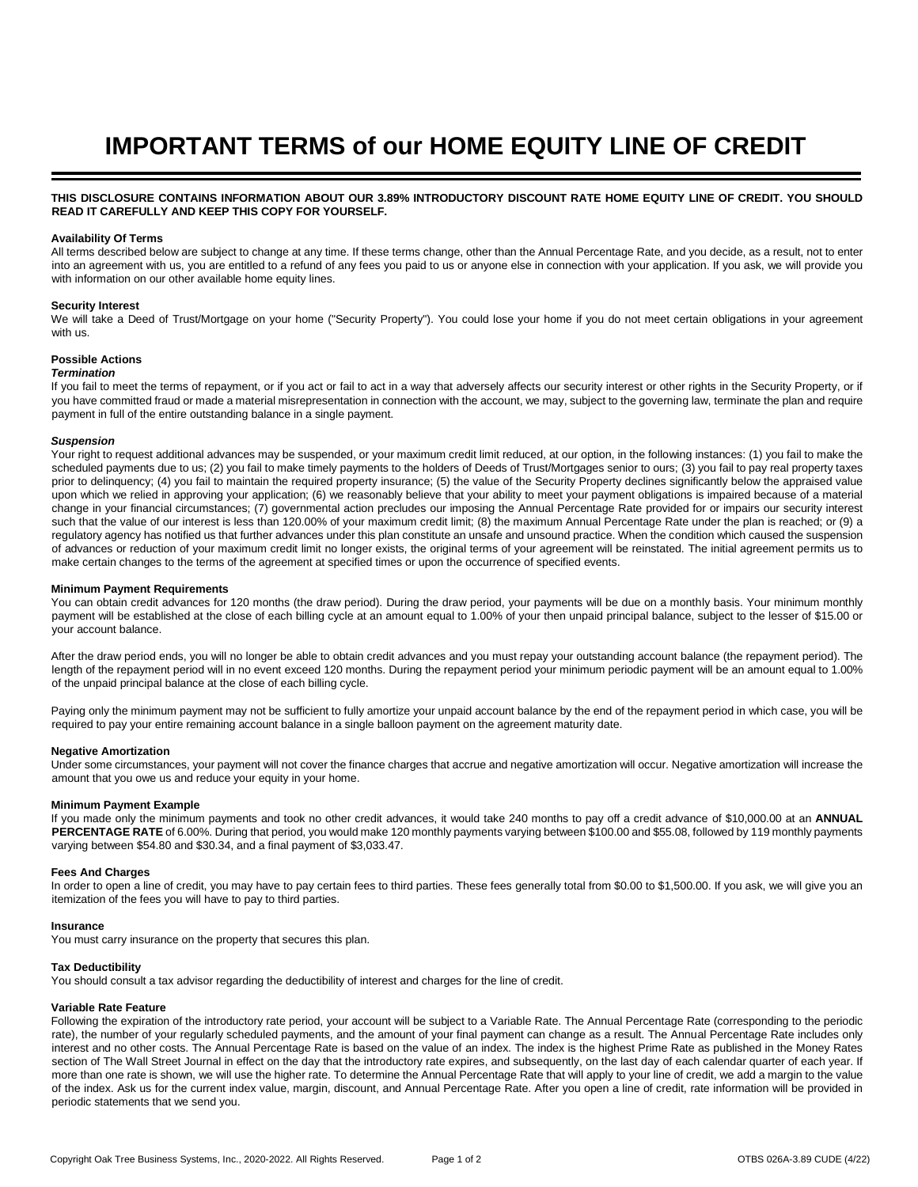# IMPORTANT TERMS of our HOME EQUITY LINE OF CREDIT

**THIS DISCLOSURE CONTAINS INFORMATION ABOUT OUR 3.89% INTRODUCTORY DISCOUNT RATE HOME EQUITY LINE OF CREDIT. YOU SHOULD READ IT CAREFULLY AND KEEP THIS COPY FOR YOURSELF.**

**Availability Of Terms**
All terms described below are subject to change at any time. If these terms change, other than the Annual Percentage Rate, and you decide, as a result, not to enter into an agreement with us, you are entitled to a refund of any fees you paid to us or anyone else in connection with your application. If you ask, we will provide you with information on our other available home equity lines.

**Security Interest**
We will take a Deed of Trust/Mortgage on your home ("Security Property"). You could lose your home if you do not meet certain obligations in your agreement with us.

**Possible Actions**
***Termination***
If you fail to meet the terms of repayment, or if you act or fail to act in a way that adversely affects our security interest or other rights in the Security Property, or if you have committed fraud or made a material misrepresentation in connection with the account, we may, subject to the governing law, terminate the plan and require payment in full of the entire outstanding balance in a single payment.

***Suspension***
Your right to request additional advances may be suspended, or your maximum credit limit reduced, at our option, in the following instances: (1) you fail to make the scheduled payments due to us; (2) you fail to make timely payments to the holders of Deeds of Trust/Mortgages senior to ours; (3) you fail to pay real property taxes prior to delinquency; (4) you fail to maintain the required property insurance; (5) the value of the Security Property declines significantly below the appraised value upon which we relied in approving your application; (6) we reasonably believe that your ability to meet your payment obligations is impaired because of a material change in your financial circumstances; (7) governmental action precludes our imposing the Annual Percentage Rate provided for or impairs our security interest such that the value of our interest is less than 120.00% of your maximum credit limit; (8) the maximum Annual Percentage Rate under the plan is reached; or (9) a regulatory agency has notified us that further advances under this plan constitute an unsafe and unsound practice. When the condition which caused the suspension of advances or reduction of your maximum credit limit no longer exists, the original terms of your agreement will be reinstated. The initial agreement permits us to make certain changes to the terms of the agreement at specified times or upon the occurrence of specified events.

**Minimum Payment Requirements**
You can obtain credit advances for 120 months (the draw period). During the draw period, your payments will be due on a monthly basis. Your minimum monthly payment will be established at the close of each billing cycle at an amount equal to 1.00% of your then unpaid principal balance, subject to the lesser of $15.00 or your account balance.

After the draw period ends, you will no longer be able to obtain credit advances and you must repay your outstanding account balance (the repayment period). The length of the repayment period will in no event exceed 120 months. During the repayment period your minimum periodic payment will be an amount equal to 1.00% of the unpaid principal balance at the close of each billing cycle.

Paying only the minimum payment may not be sufficient to fully amortize your unpaid account balance by the end of the repayment period in which case, you will be required to pay your entire remaining account balance in a single balloon payment on the agreement maturity date.

**Negative Amortization**
Under some circumstances, your payment will not cover the finance charges that accrue and negative amortization will occur. Negative amortization will increase the amount that you owe us and reduce your equity in your home.

**Minimum Payment Example**
If you made only the minimum payments and took no other credit advances, it would take 240 months to pay off a credit advance of $10,000.00 at an **ANNUAL PERCENTAGE RATE** of 6.00%. During that period, you would make 120 monthly payments varying between $100.00 and $55.08, followed by 119 monthly payments varying between $54.80 and $30.34, and a final payment of $3,033.47.

**Fees And Charges**
In order to open a line of credit, you may have to pay certain fees to third parties. These fees generally total from $0.00 to $1,500.00. If you ask, we will give you an itemization of the fees you will have to pay to third parties.

**Insurance**
You must carry insurance on the property that secures this plan.

**Tax Deductibility**
You should consult a tax advisor regarding the deductibility of interest and charges for the line of credit.

**Variable Rate Feature**
Following the expiration of the introductory rate period, your account will be subject to a Variable Rate. The Annual Percentage Rate (corresponding to the periodic rate), the number of your regularly scheduled payments, and the amount of your final payment can change as a result. The Annual Percentage Rate includes only interest and no other costs. The Annual Percentage Rate is based on the value of an index. The index is the highest Prime Rate as published in the Money Rates section of The Wall Street Journal in effect on the day that the introductory rate expires, and subsequently, on the last day of each calendar quarter of each year. If more than one rate is shown, we will use the higher rate. To determine the Annual Percentage Rate that will apply to your line of credit, we add a margin to the value of the index. Ask us for the current index value, margin, discount, and Annual Percentage Rate. After you open a line of credit, rate information will be provided in periodic statements that we send you.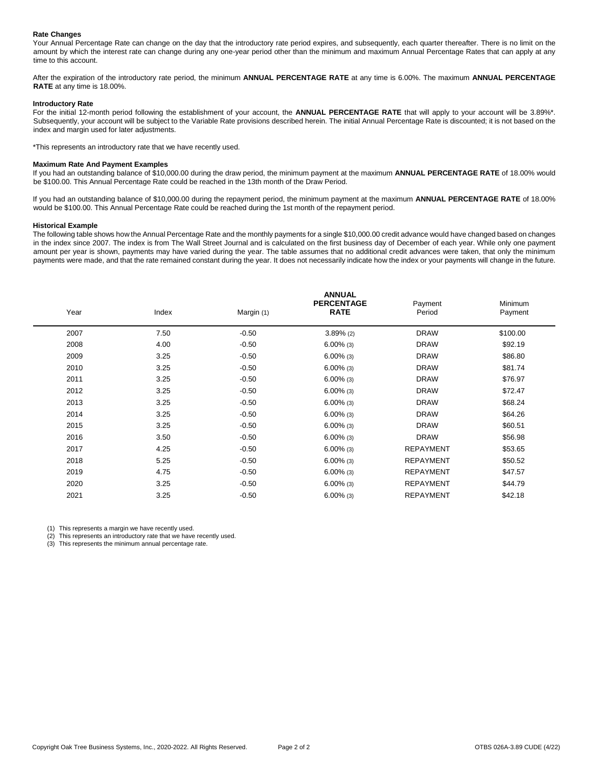### Rate Changes

Your Annual Percentage Rate can change on the day that the introductory rate period expires, and subsequently, each quarter thereafter. There is no limit on the amount by which the interest rate can change during any one-year period other than the minimum and maximum Annual Percentage Rates that can apply at any time to this account.

After the expiration of the introductory rate period, the minimum **ANNUAL PERCENTAGE RATE** at any time is 6.00%. The maximum **ANNUAL PERCENTAGE RATE** at any time is 18.00%.

### Introductory Rate

For the initial 12-month period following the establishment of your account, the **ANNUAL PERCENTAGE RATE** that will apply to your account will be 3.89%*. Subsequently, your account will be subject to the Variable Rate provisions described herein. The initial Annual Percentage Rate is discounted; it is not based on the index and margin used for later adjustments.

*This represents an introductory rate that we have recently used.

### Maximum Rate And Payment Examples

If you had an outstanding balance of $10,000.00 during the draw period, the minimum payment at the maximum **ANNUAL PERCENTAGE RATE** of 18.00% would be $100.00. This Annual Percentage Rate could be reached in the 13th month of the Draw Period.

If you had an outstanding balance of $10,000.00 during the repayment period, the minimum payment at the maximum **ANNUAL PERCENTAGE RATE** of 18.00% would be $100.00. This Annual Percentage Rate could be reached during the 1st month of the repayment period.

### Historical Example

The following table shows how the Annual Percentage Rate and the monthly payments for a single $10,000.00 credit advance would have changed based on changes in the index since 2007. The index is from The Wall Street Journal and is calculated on the first business day of December of each year. While only one payment amount per year is shown, payments may have varied during the year. The table assumes that no additional credit advances were taken, that only the minimum payments were made, and that the rate remained constant during the year. It does not necessarily indicate how the index or your payments will change in the future.

| Year | Index | Margin (1) | **ANNUAL PERCENTAGE RATE** | Payment Period | Minimum Payment |
|---|---|---|---|---|---|
| 2007 | 7.50 | -0.50 | 3.89% (2) | DRAW | $100.00 |
| 2008 | 4.00 | -0.50 | 6.00% (3) | DRAW | $92.19 |
| 2009 | 3.25 | -0.50 | 6.00% (3) | DRAW | $86.80 |
| 2010 | 3.25 | -0.50 | 6.00% (3) | DRAW | $81.74 |
| 2011 | 3.25 | -0.50 | 6.00% (3) | DRAW | $76.97 |
| 2012 | 3.25 | -0.50 | 6.00% (3) | DRAW | $72.47 |
| 2013 | 3.25 | -0.50 | 6.00% (3) | DRAW | $68.24 |
| 2014 | 3.25 | -0.50 | 6.00% (3) | DRAW | $64.26 |
| 2015 | 3.25 | -0.50 | 6.00% (3) | DRAW | $60.51 |
| 2016 | 3.50 | -0.50 | 6.00% (3) | DRAW | $56.98 |
| 2017 | 4.25 | -0.50 | 6.00% (3) | REPAYMENT | $53.65 |
| 2018 | 5.25 | -0.50 | 6.00% (3) | REPAYMENT | $50.52 |
| 2019 | 4.75 | -0.50 | 6.00% (3) | REPAYMENT | $47.57 |
| 2020 | 3.25 | -0.50 | 6.00% (3) | REPAYMENT | $44.79 |
| 2021 | 3.25 | -0.50 | 6.00% (3) | REPAYMENT | $42.18 |

(1) This represents a margin we have recently used.
(2) This represents an introductory rate that we have recently used.
(3) This represents the minimum annual percentage rate.

Copyright Oak Tree Business Systems, Inc., 2020-2022. All Rights Reserved. OTBS 026A-3.89 CUDE (4/22)